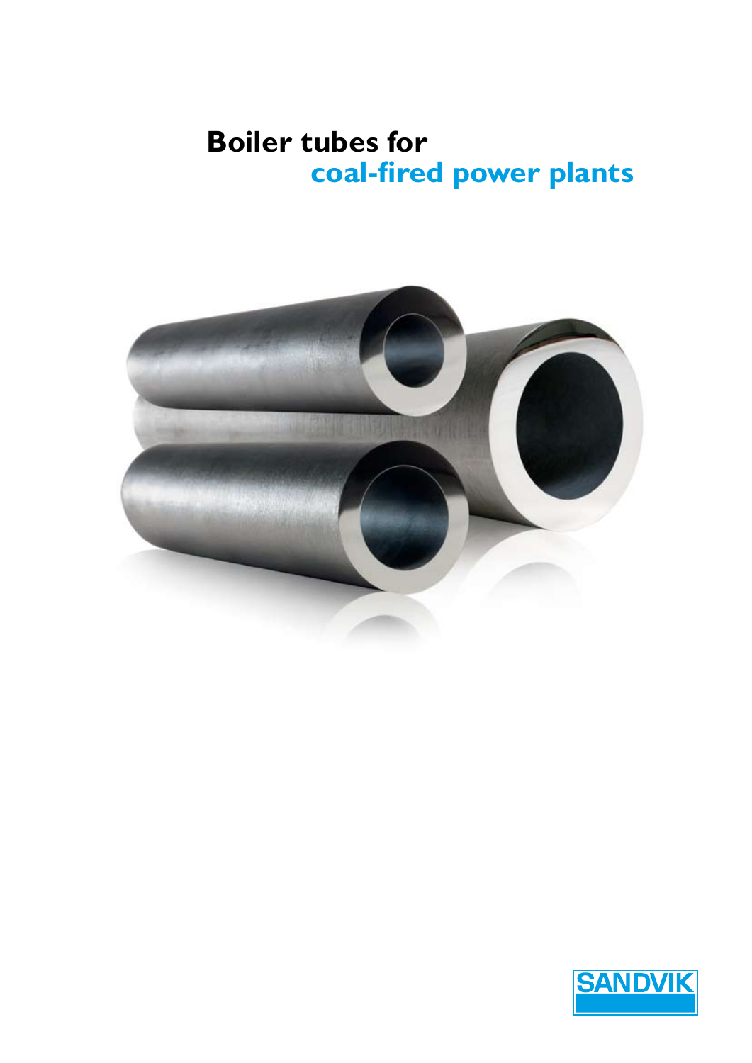# Boiler tubes for coal-fired power plants

SANDVIK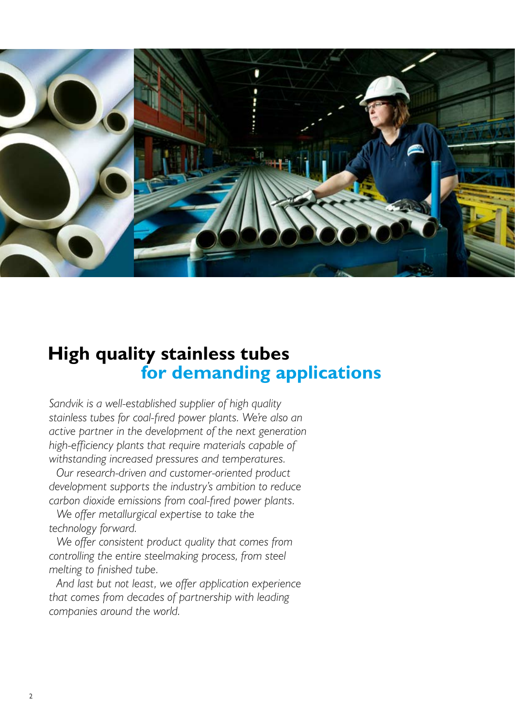# High quality stainless tubes for demanding applications

*Sandvik is a well-established supplier of high quality stainless tubes for coal-fired power plants. We're also an active partner in the development of the next generation high-efficiency plants that require materials capable of withstanding increased pressures and temperatures.*

*Our research-driven and customer-oriented product development supports the industry's ambition to reduce carbon dioxide emissions from coal-fired power plants.*

*We offer metallurgical expertise to take the technology forward.*

*We offer consistent product quality that comes from controlling the entire steelmaking process, from steel melting to finished tube.*

*And last but not least, we offer application experience that comes from decades of partnership with leading companies around the world.*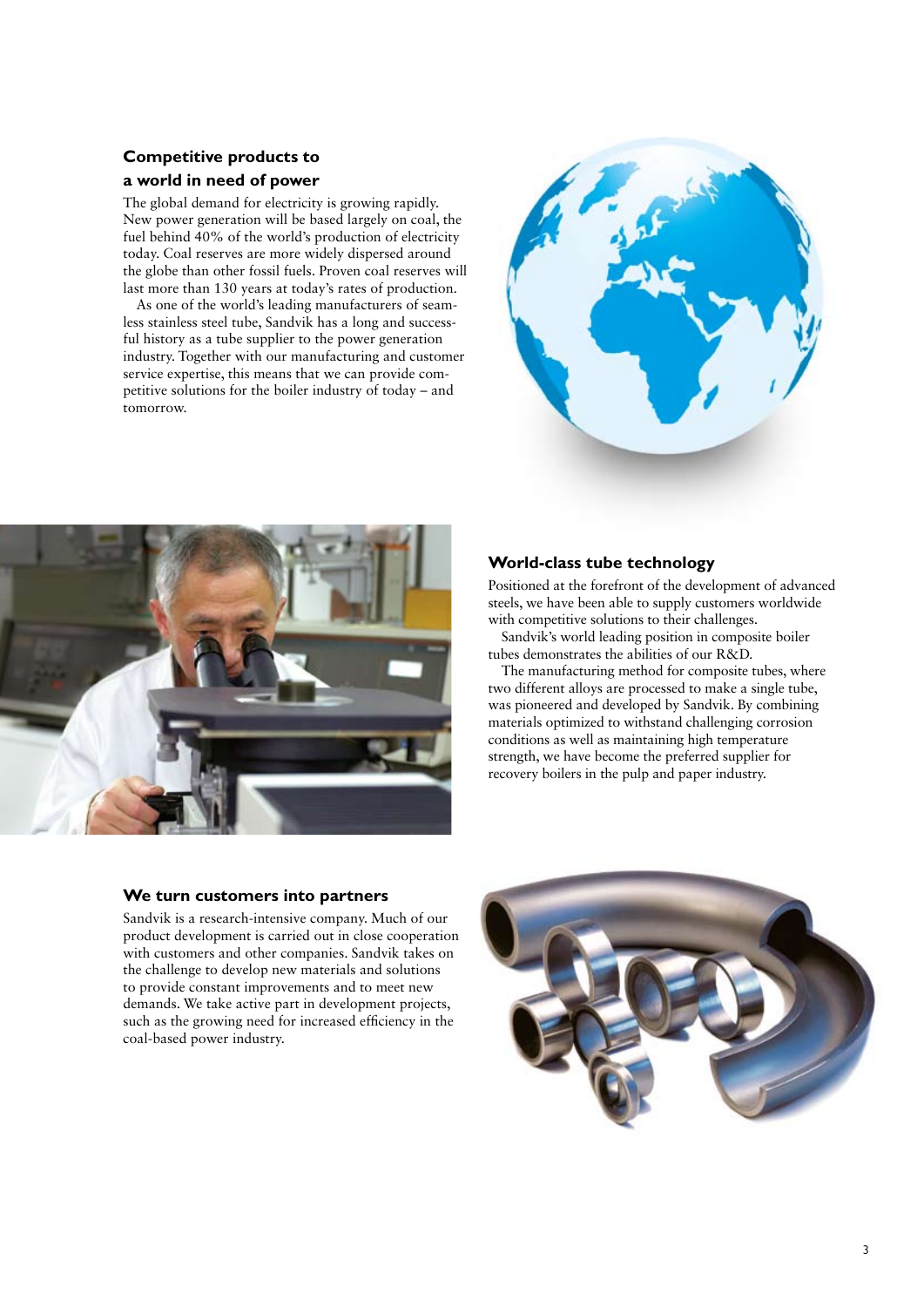## Competitive products to a world in need of power

The global demand for electricity is growing rapidly. New power generation will be based largely on coal, the fuel behind 40% of the world's production of electricity today. Coal reserves are more widely dispersed around the globe than other fossil fuels. Proven coal reserves will last more than 130 years at today's rates of production.

As one of the world's leading manufacturers of seamless stainless steel tube, Sandvik has a long and successful history as a tube supplier to the power generation industry. Together with our manufacturing and customer service expertise, this means that we can provide competitive solutions for the boiler industry of today – and tomorrow.

## World-class tube technology

Positioned at the forefront of the development of advanced steels, we have been able to supply customers worldwide with competitive solutions to their challenges.

Sandvik's world leading position in composite boiler tubes demonstrates the abilities of our R&D.

The manufacturing method for composite tubes, where two different alloys are processed to make a single tube, was pioneered and developed by Sandvik. By combining materials optimized to withstand challenging corrosion conditions as well as maintaining high temperature strength, we have become the preferred supplier for recovery boilers in the pulp and paper industry.

## We turn customers into partners

Sandvik is a research-intensive company. Much of our product development is carried out in close cooperation with customers and other companies. Sandvik takes on the challenge to develop new materials and solutions to provide constant improvements and to meet new demands. We take active part in development projects, such as the growing need for increased efficiency in the coal-based power industry.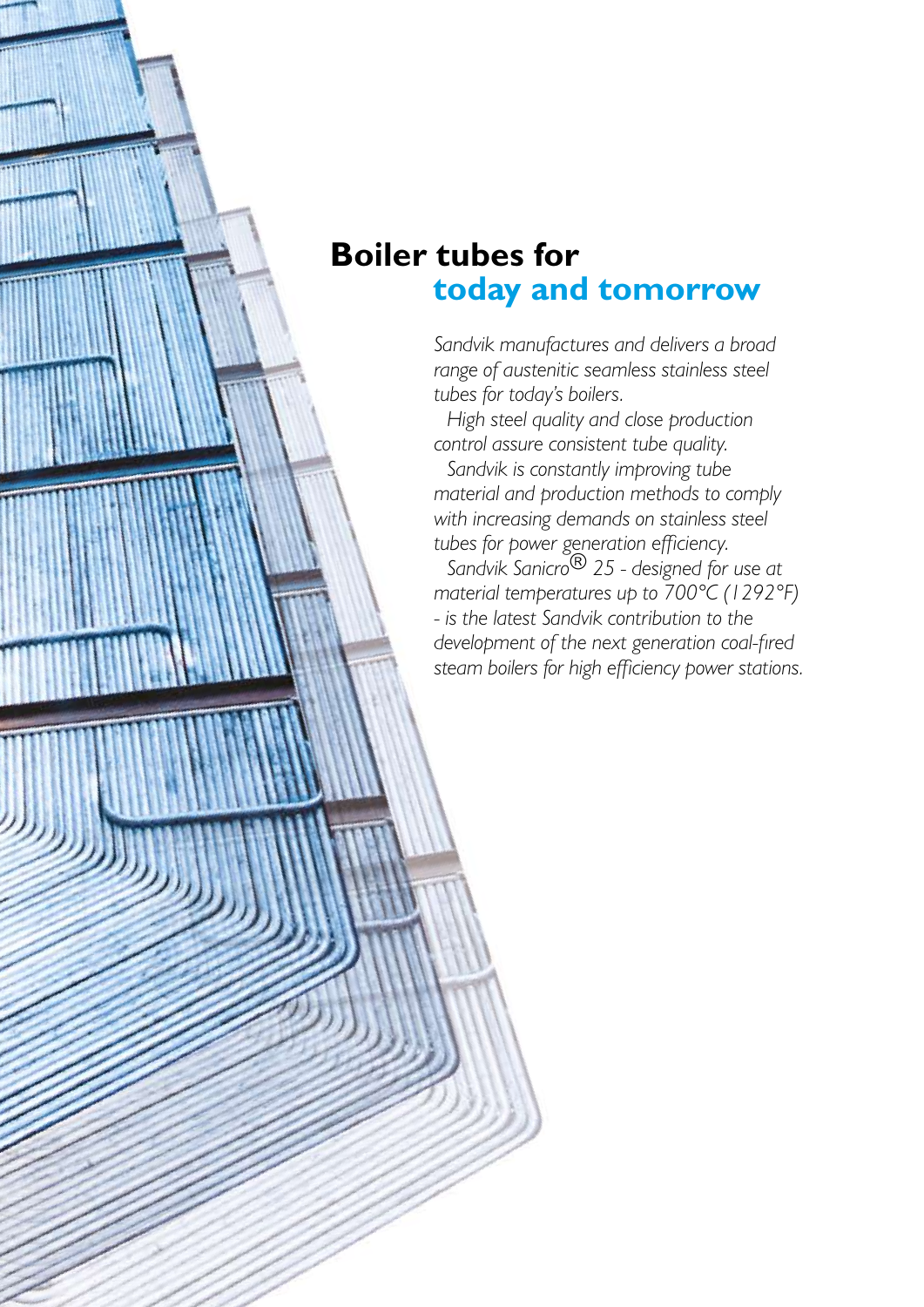# Boiler tubes for today and tomorrow

*Sandvik manufactures and delivers a broad range of austenitic seamless stainless steel tubes for today's boilers.*

*High steel quality and close production control assure consistent tube quality.*

*Sandvik is constantly improving tube material and production methods to comply with increasing demands on stainless steel tubes for power generation efficiency.*

*Sandvik Sanicro® 25 - designed for use at material temperatures up to 700°C (1292°F) - is the latest Sandvik contribution to the development of the next generation coal-fired steam boilers for high efficiency power stations.*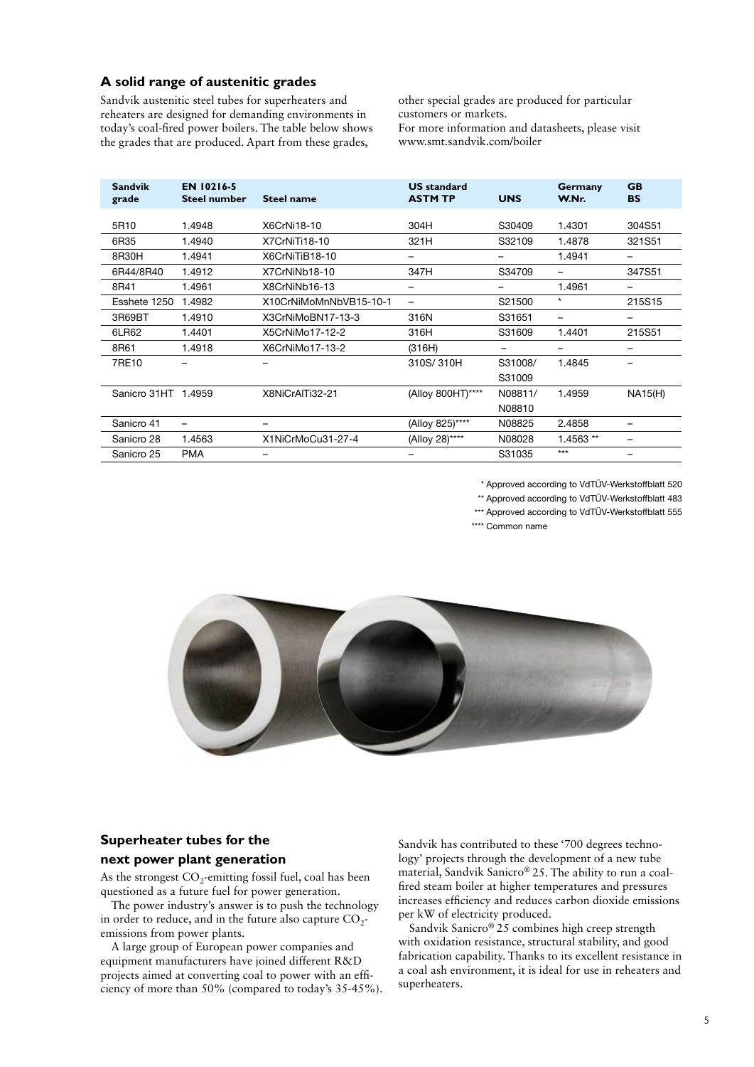## A solid range of austenitic grades

Sandvik austenitic steel tubes for superheaters and reheaters are designed for demanding environments in today's coal-fired power boilers. The table below shows the grades that are produced. Apart from these grades, other special grades are produced for particular customers or markets.
For more information and datasheets, please visit www.smt.sandvik.com/boiler

| Sandvik grade | EN 10216-5 Steel number | Steel name | US standard ASTM TP | UNS | Germany W.Nr. | GB BS |
|---|---|---|---|---|---|---|
| 5R10 | 1.4948 | X6CrNi18-10 | 304H | S30409 | 1.4301 | 304S51 |
| 6R35 | 1.4940 | X7CrNiTi18-10 | 321H | S32109 | 1.4878 | 321S51 |
| 8R30H | 1.4941 | X6CrNiTiB18-10 | – | – | 1.4941 | – |
| 6R44/8R40 | 1.4912 | X7CrNiNb18-10 | 347H | S34709 | – | 347S51 |
| 8R41 | 1.4961 | X8CrNiNb16-13 | – | – | 1.4961 | – |
| Esshete 1250 | 1.4982 | X10CrNiMoMnNbVB15-10-1 | – | S21500 | * | 215S15 |
| 3R69BT | 1.4910 | X3CrNiMoBN17-13-3 | 316N | S31651 | – | – |
| 6LR62 | 1.4401 | X5CrNiMo17-12-2 | 316H | S31609 | 1.4401 | 215S51 |
| 8R61 | 1.4918 | X6CrNiMo17-13-2 | (316H) | – | – | – |
| 7RE10 | – | – | 310S/ 310H | S31008/ S31009 | 1.4845 | – |
| Sanicro 31HT | 1.4959 | X8NiCrAlTi32-21 | (Alloy 800HT)**** | N08811/ N08810 | 1.4959 | NA15(H) |
| Sanicro 41 | – | – | (Alloy 825)**** | N08825 | 2.4858 | – |
| Sanicro 28 | 1.4563 | X1NiCrMoCu31-27-4 | (Alloy 28)**** | N08028 | 1.4563 ** | – |
| Sanicro 25 | PMA | – | – | S31035 | *** | – |

\* Approved according to VdTÜV-Werkstoffblatt 520
** Approved according to VdTÜV-Werkstoffblatt 483
*** Approved according to VdTÜV-Werkstoffblatt 555
**** Common name

## Superheater tubes for the next power plant generation

As the strongest $CO_2$-emitting fossil fuel, coal has been questioned as a future fuel for power generation.

The power industry's answer is to push the technology in order to reduce, and in the future also capture $CO_2$-emissions from power plants.

A large group of European power companies and equipment manufacturers have joined different R&D projects aimed at converting coal to power with an efficiency of more than 50% (compared to today's 35-45%). Sandvik has contributed to these '700 degrees technology' projects through the development of a new tube material, Sandvik Sanicro® 25. The ability to run a coal-fired steam boiler at higher temperatures and pressures increases efficiency and reduces carbon dioxide emissions per kW of electricity produced.

Sandvik Sanicro® 25 combines high creep strength with oxidation resistance, structural stability, and good fabrication capability. Thanks to its excellent resistance in a coal ash environment, it is ideal for use in reheaters and superheaters.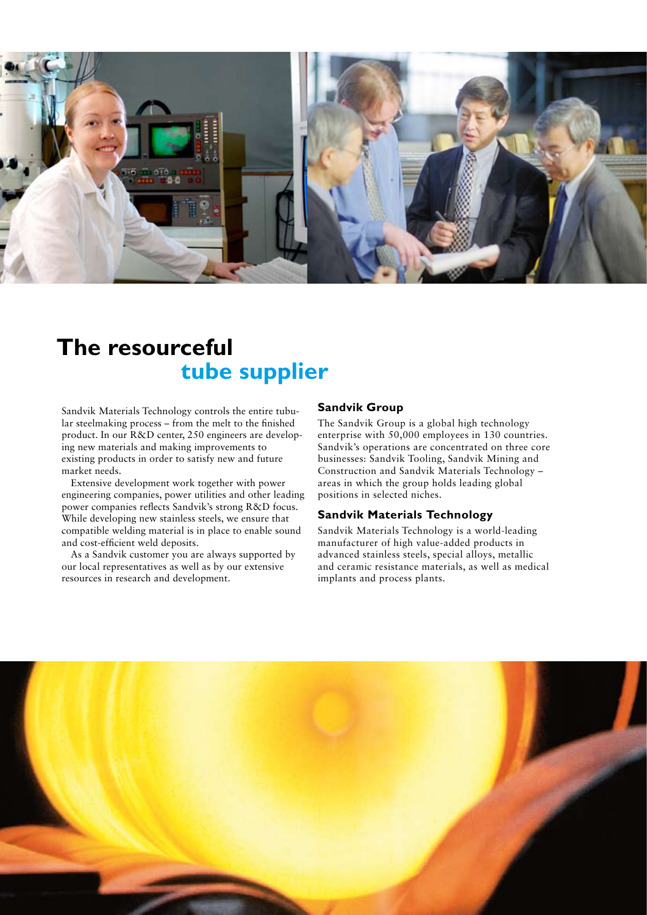# The resourceful tube supplier

Sandvik Materials Technology controls the entire tubular steelmaking process – from the melt to the finished product. In our R&D center, 250 engineers are developing new materials and making improvements to existing products in order to satisfy new and future market needs.

Extensive development work together with power engineering companies, power utilities and other leading power companies reflects Sandvik's strong R&D focus. While developing new stainless steels, we ensure that compatible welding material is in place to enable sound and cost-efficient weld deposits.

As a Sandvik customer you are always supported by our local representatives as well as by our extensive resources in research and development.

## Sandvik Group

The Sandvik Group is a global high technology enterprise with 50,000 employees in 130 countries. Sandvik's operations are concentrated on three core businesses: Sandvik Tooling, Sandvik Mining and Construction and Sandvik Materials Technology – areas in which the group holds leading global positions in selected niches.

## Sandvik Materials Technology

Sandvik Materials Technology is a world-leading manufacturer of high value-added products in advanced stainless steels, special alloys, metallic and ceramic resistance materials, as well as medical implants and process plants.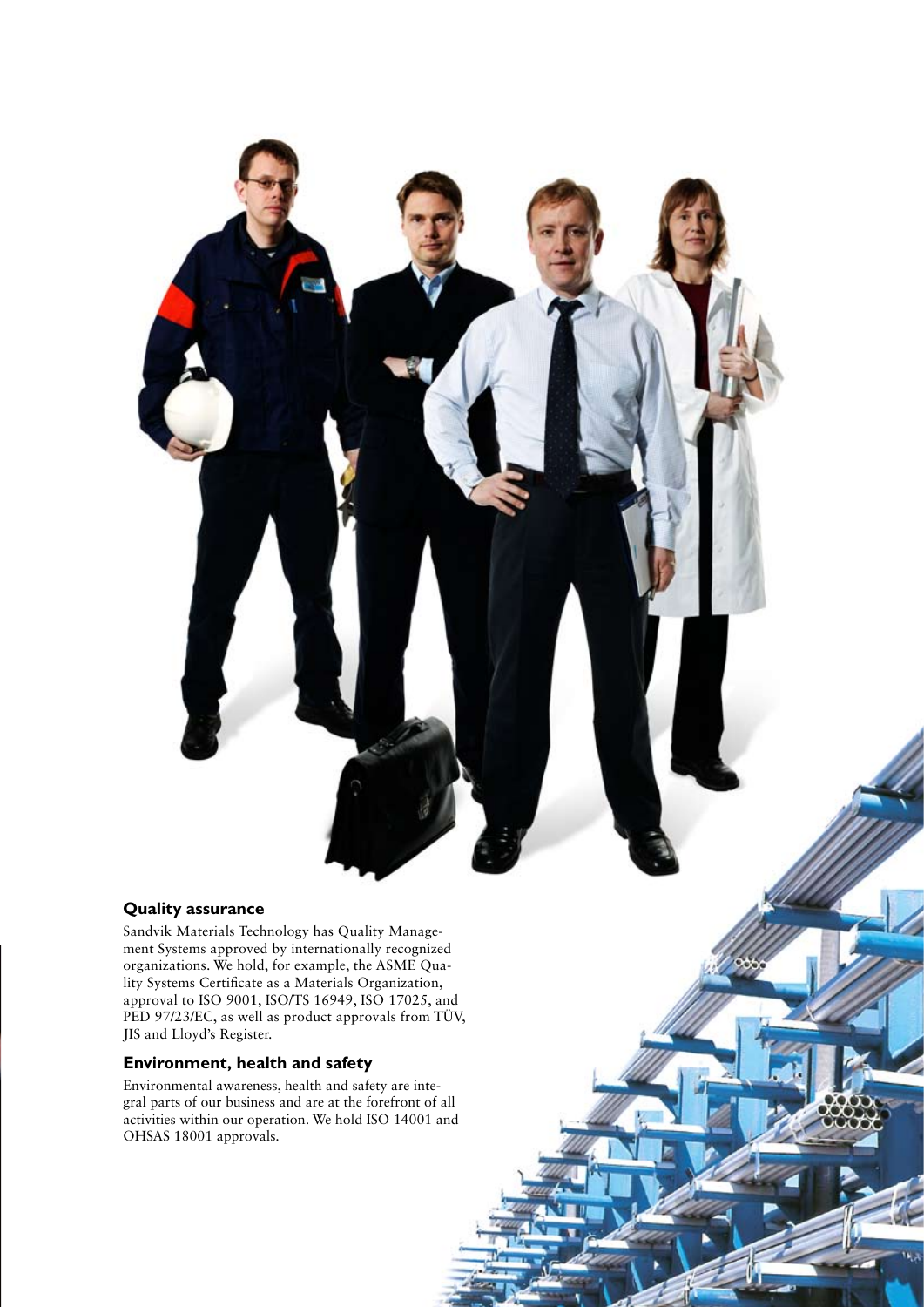## Quality assurance

Sandvik Materials Technology has Quality Management Systems approved by internationally recognized organizations. We hold, for example, the ASME Quality Systems Certificate as a Materials Organization, approval to ISO 9001, ISO/TS 16949, ISO 17025, and PED 97/23/EC, as well as product approvals from TÜV, JIS and Lloyd's Register.

## Environment, health and safety

Environmental awareness, health and safety are integral parts of our business and are at the forefront of all activities within our operation. We hold ISO 14001 and OHSAS 18001 approvals.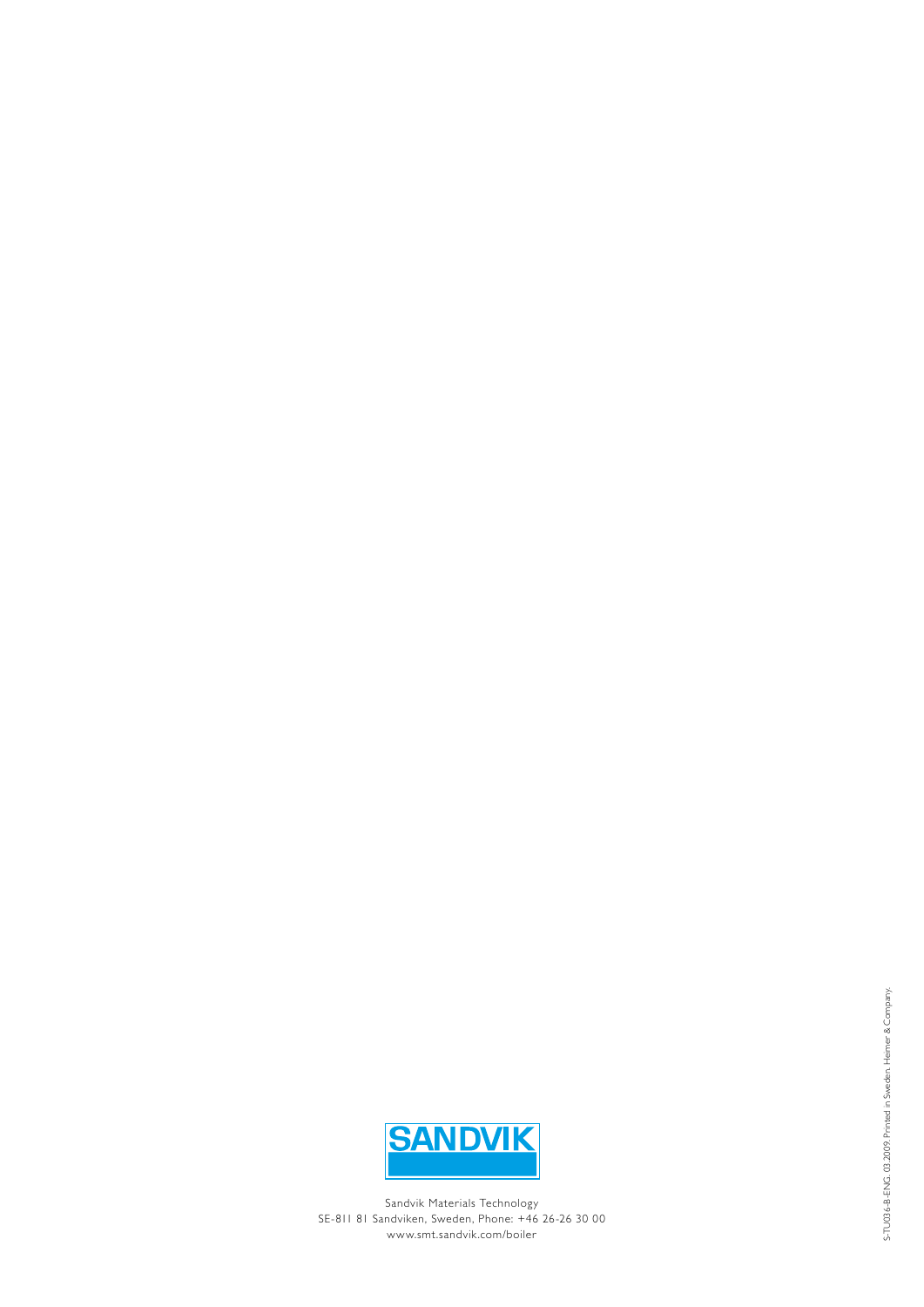SANDVIK

Sandvik Materials Technology
SE-811 81 Sandviken, Sweden, Phone: +46 26-26 30 00
www.smt.sandvik.com/boiler

S-TU036-B-ENG. 03.2009. Printed in Sweden. Hermes & Company.